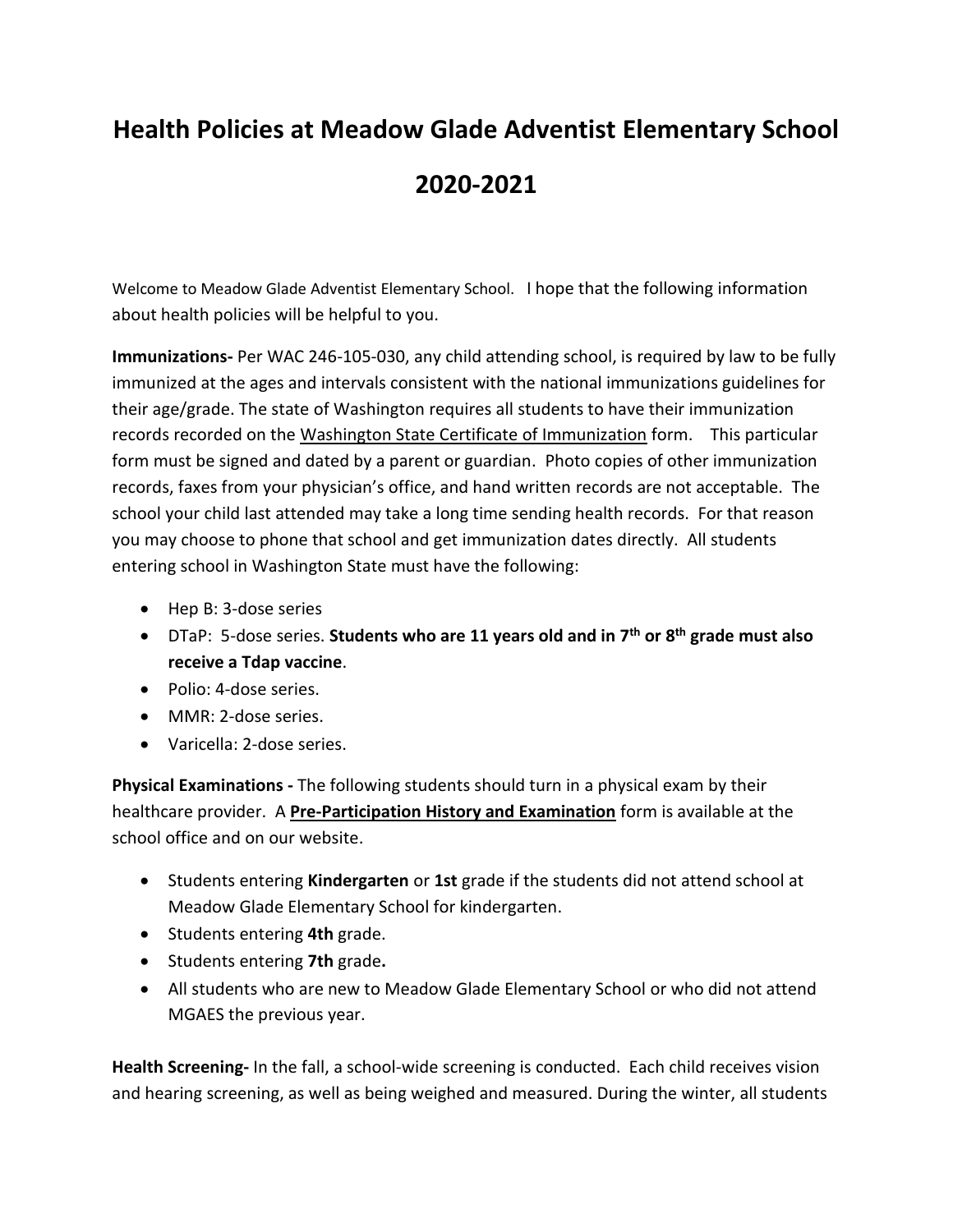# Health Policies at Meadow Glade Adventist Elementary School 2020-2021

Welcome to Meadow Glade Adventist Elementary School. I hope that the following information about health policies will be helpful to you.

**Immunizations-** Per WAC 246-105-030, any child attending school, is required by law to be fully immunized at the ages and intervals consistent with the national immunizations guidelines for their age/grade. The state of Washington requires all students to have their immunization records recorded on the Washington State Certificate of Immunization form. This particular form must be signed and dated by a parent or guardian. Photo copies of other immunization records, faxes from your physician's office, and hand written records are not acceptable. The school your child last attended may take a long time sending health records. For that reason you may choose to phone that school and get immunization dates directly. All students entering school in Washington State must have the following:

- Hep B: 3-dose series
- DTaP: 5-dose series. **Students who are 11 years old and in 7th or 8th grade must also receive a Tdap vaccine**.
- Polio: 4-dose series.
- MMR: 2-dose series.
- Varicella: 2-dose series.

**Physical Examinations -** The following students should turn in a physical exam by their healthcare provider. A **Pre-Participation History and Examination** form is available at the school office and on our website.

- Students entering **Kindergarten** or **1st** grade if the students did not attend school at Meadow Glade Elementary School for kindergarten.
- Students entering **4th** grade.
- Students entering **7th** grade**.**
- All students who are new to Meadow Glade Elementary School or who did not attend MGAES the previous year.

**Health Screening-** In the fall, a school-wide screening is conducted. Each child receives vision and hearing screening, as well as being weighed and measured. During the winter, all students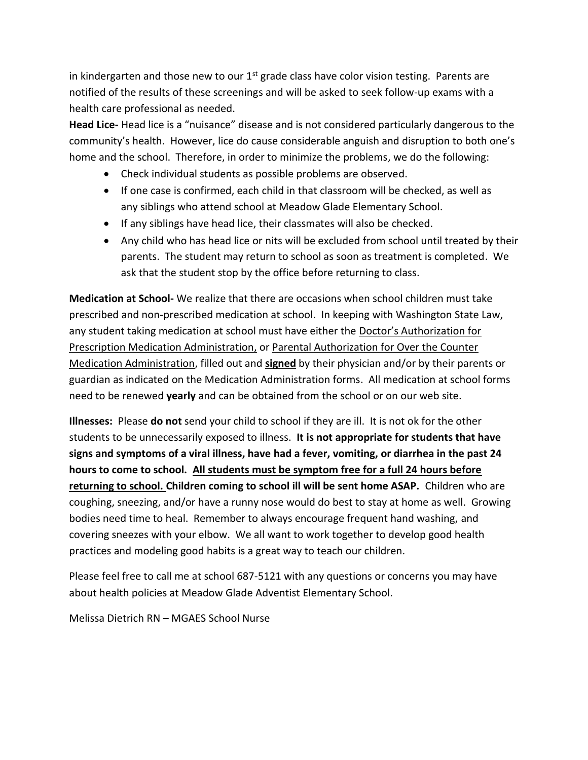in kindergarten and those new to our 1st grade class have color vision testing. Parents are notified of the results of these screenings and will be asked to seek follow-up exams with a health care professional as needed.

**Head Lice-** Head lice is a "nuisance" disease and is not considered particularly dangerous to the community's health. However, lice do cause considerable anguish and disruption to both one's home and the school. Therefore, in order to minimize the problems, we do the following:

- Check individual students as possible problems are observed.
- If one case is confirmed, each child in that classroom will be checked, as well as any siblings who attend school at Meadow Glade Elementary School.
- If any siblings have head lice, their classmates will also be checked.
- Any child who has head lice or nits will be excluded from school until treated by their parents. The student may return to school as soon as treatment is completed. We ask that the student stop by the office before returning to class.

**Medication at School-** We realize that there are occasions when school children must take prescribed and non-prescribed medication at school. In keeping with Washington State Law, any student taking medication at school must have either the Doctor's Authorization for Prescription Medication Administration, or Parental Authorization for Over the Counter Medication Administration, filled out and **signed** by their physician and/or by their parents or guardian as indicated on the Medication Administration forms. All medication at school forms need to be renewed **yearly** and can be obtained from the school or on our web site.

**Illnesses:** Please **do not** send your child to school if they are ill. It is not ok for the other students to be unnecessarily exposed to illness. **It is not appropriate for students that have signs and symptoms of a viral illness, have had a fever, vomiting, or diarrhea in the past 24 hours to come to school. All students must be symptom free for a full 24 hours before returning to school. Children coming to school ill will be sent home ASAP.** Children who are coughing, sneezing, and/or have a runny nose would do best to stay at home as well. Growing bodies need time to heal. Remember to always encourage frequent hand washing, and covering sneezes with your elbow. We all want to work together to develop good health practices and modeling good habits is a great way to teach our children.

Please feel free to call me at school 687-5121 with any questions or concerns you may have about health policies at Meadow Glade Adventist Elementary School.

Melissa Dietrich RN – MGAES School Nurse